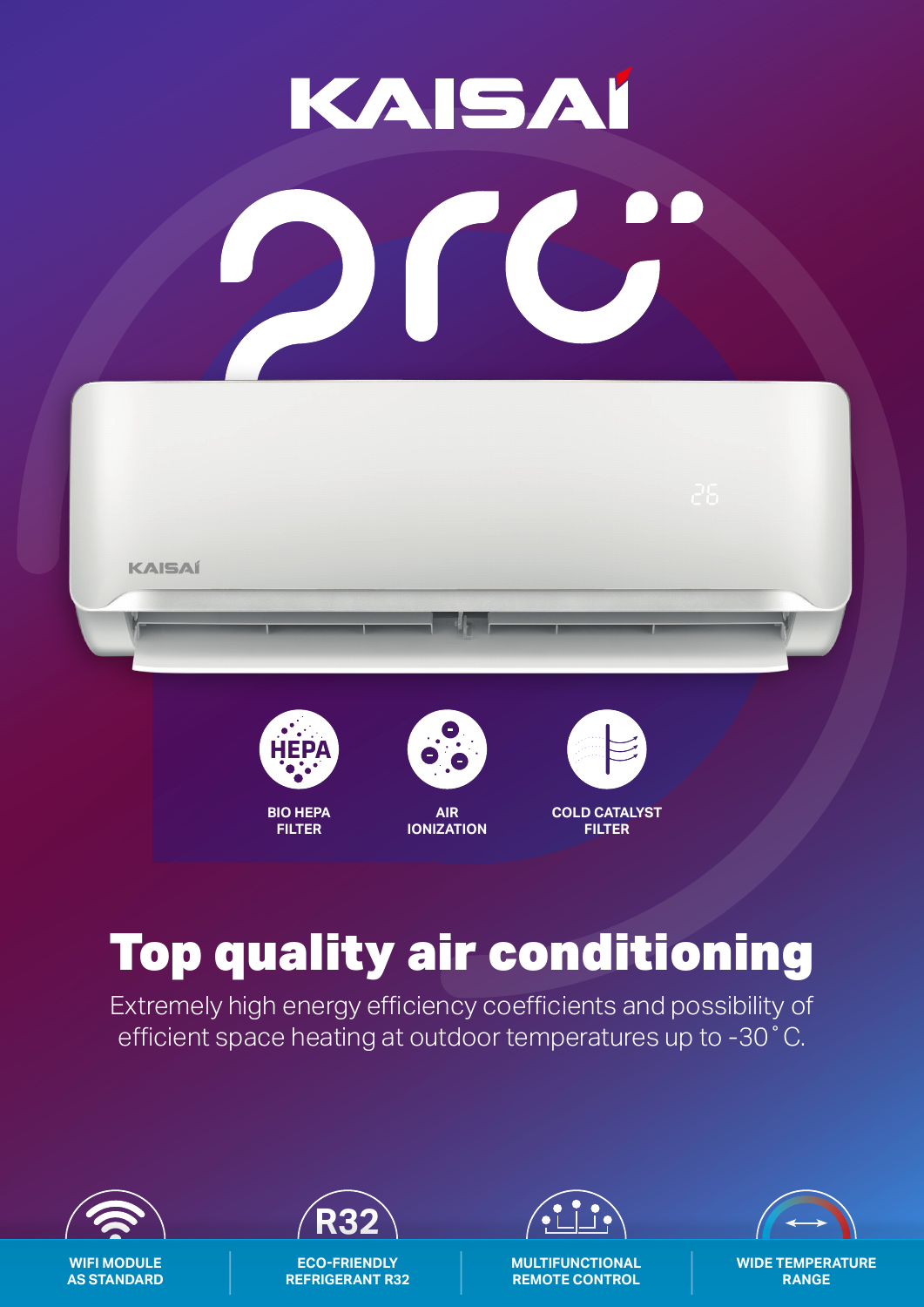# KAISAI

# pro

BIO HEPA FILTER

AIR IONIZATION

COLD CATALYST FILTER

## Top quality air conditioning

Extremely high energy efficiency coefficients and possibility of efficient space heating at outdoor temperatures up to -30˚C.

WIFI MODULE AS STANDARD

ECO-FRIENDLY REFRIGERANT R32

MULTIFUNCTIONAL REMOTE CONTROL

WIDE TEMPERATURE RANGE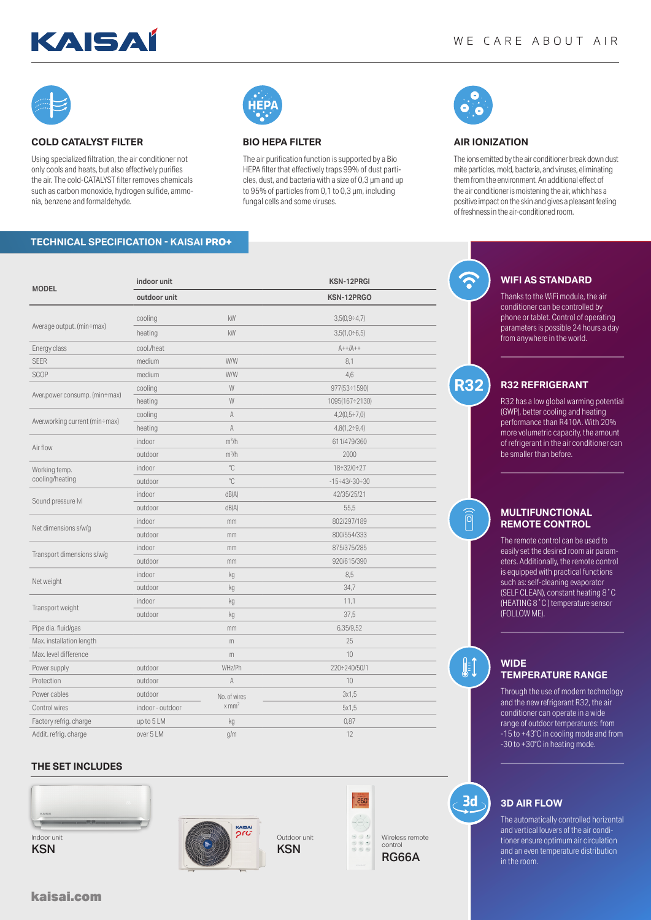# KAISAI

WE CARE ABOUT AIR

### COLD CATALYST FILTER

Using specialized filtration, the air conditioner not only cools and heats, but also effectively purifies the air. The cold-CATALYST filter removes chemicals such as carbon monoxide, hydrogen sulfide, ammonia, benzene and formaldehyde.

### BIO HEPA FILTER

The air purification function is supported by a Bio HEPA filter that effectively traps 99% of dust particles, dust, and bacteria with a size of 0,3 µm and up to 95% of particles from 0,1 to 0,3 µm, including fungal cells and some viruses.

### AIR IONIZATION

The ions emitted by the air conditioner break down dust mite particles, mold, bacteria, and viruses, eliminating them from the environment. An additional effect of the air conditioner is moistening the air, which has a positive impact on the skin and gives a pleasant feeling of freshness in the air-conditioned room.

## TECHNICAL SPECIFICATION - KAISAI PRO+

| MODEL | | | |
|---|---|---|---|
| | indoor unit | | KSN-12PRGI |
| | outdoor unit | | KSN-12PRGO |
| Average output. (min÷max) | cooling | kW | 3,5(0,9÷4,7) |
| | heating | kW | 3,5(1,0÷6,5) |
| Energy class | cool./heat | | A++/A++ |
| SEER | medium | W/W | 8,1 |
| SCOP | medium | W/W | 4,6 |
| Aver.power consump. (min÷max) | cooling | W | 977(53÷1590) |
| | heating | W | 1095(167÷2130) |
| Aver.working current (min÷max) | cooling | A | 4,2(0,5÷7,0) |
| | heating | A | 4,8(1,2÷9,4) |
| Air flow | indoor | $m^3/h$ | 611/479/360 |
| | outdoor | $m^3/h$ | 2000 |
| Working temp. cooling/heating | indoor | °C | 18÷32/0÷27 |
| | outdoor | °C | -15÷43/-30÷30 |
| Sound pressure lvl | indoor | dB(A) | 42/35/25/21 |
| | outdoor | dB(A) | 55,5 |
| Net dimensions s/w/g | indoor | mm | 802/297/189 |
| | outdoor | mm | 800/554/333 |
| Transport dimensions s/w/g | indoor | mm | 875/375/285 |
| | outdoor | mm | 920/615/390 |
| Net weight | indoor | kg | 8,5 |
| | outdoor | kg | 34,7 |
| Transport weight | indoor | kg | 11,1 |
| | outdoor | kg | 37,5 |
| Pipe dia. fluid/gas | | mm | 6,35/9,52 |
| Max. installation length | | m | 25 |
| Max. level difference | | m | 10 |
| Power supply | outdoor | V/Hz/Ph | 220÷240/50/1 |
| Protection | outdoor | A | 10 |
| Power cables | outdoor | No. of wires x $mm^2$ | 3x1,5 |
| Control wires | indoor - outdoor | | 5x1,5 |
| Factory refrig. charge | up to 5 LM | kg | 0,87 |
| Addit. refrig. charge | over 5 LM | g/m | 12 |

### WIFI AS STANDARD

Thanks to the WiFi module, the air conditioner can be controlled by phone or tablet. Control of operating parameters is possible 24 hours a day from anywhere in the world.

### R32 REFRIGERANT

R32 has a low global warming potential (GWP), better cooling and heating performance than R410A. With 20% more volumetric capacity, the amount of refrigerant in the air conditioner can be smaller than before.

### MULTIFUNCTIONAL REMOTE CONTROL

The remote control can be used to easily set the desired room air parameters. Additionally, the remote control is equipped with practical functions such as: self-cleaning evaporator (SELF CLEAN), constant heating 8˚C (HEATING 8˚C) temperature sensor (FOLLOW ME).

### WIDE TEMPERATURE RANGE

Through the use of modern technology and the new refrigerant R32, the air conditioner can operate in a wide range of outdoor temperatures: from -15 to +43°C in cooling mode and from -30 to +30°C in heating mode.

### 3D AIR FLOW

The automatically controlled horizontal and vertical louvers of the air conditioner ensure optimum air circulation and an even temperature distribution in the room.

## THE SET INCLUDES

Indoor unit
**KSN**

Outdoor unit
**KSN**

Wireless remote control
**RG66A**

kaisai.com